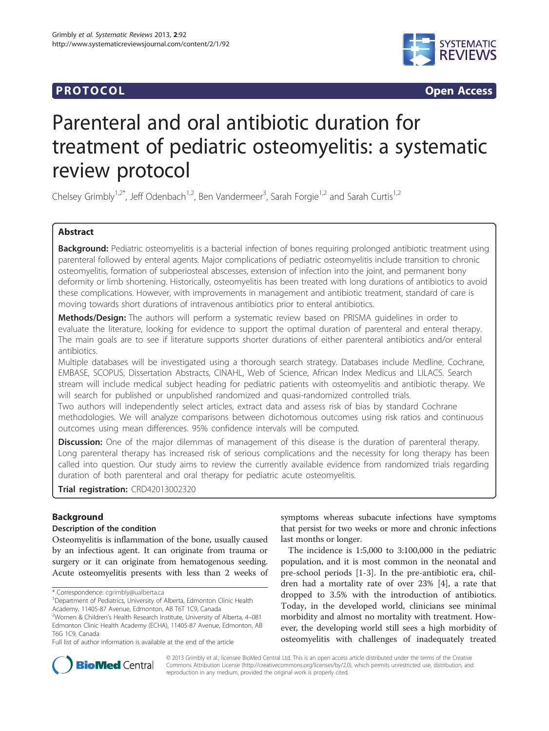**PROTOCOL** **Open Access**

# Parenteral and oral antibiotic duration for treatment of pediatric osteomyelitis: a systematic review protocol

Chelsey Grimbly[1,2*], Jeff Odenbach[1,2], Ben Vandermeer[3], Sarah Forgie[1,2] and Sarah Curtis[1,2]

## Abstract

**Background:** Pediatric osteomyelitis is a bacterial infection of bones requiring prolonged antibiotic treatment using parenteral followed by enteral agents. Major complications of pediatric osteomyelitis include transition to chronic osteomyelitis, formation of subperiosteal abscesses, extension of infection into the joint, and permanent bony deformity or limb shortening. Historically, osteomyelitis has been treated with long durations of antibiotics to avoid these complications. However, with improvements in management and antibiotic treatment, standard of care is moving towards short durations of intravenous antibiotics prior to enteral antibiotics.

**Methods/Design:** The authors will perform a systematic review based on PRISMA guidelines in order to evaluate the literature, looking for evidence to support the optimal duration of parenteral and enteral therapy. The main goals are to see if literature supports shorter durations of either parenteral antibiotics and/or enteral antibiotics.

Multiple databases will be investigated using a thorough search strategy. Databases include Medline, Cochrane, EMBASE, SCOPUS, Dissertation Abstracts, CINAHL, Web of Science, African Index Medicus and LILACS. Search stream will include medical subject heading for pediatric patients with osteomyelitis and antibiotic therapy. We will search for published or unpublished randomized and quasi-randomized controlled trials.

Two authors will independently select articles, extract data and assess risk of bias by standard Cochrane methodologies. We will analyze comparisons between dichotomous outcomes using risk ratios and continuous outcomes using mean differences. 95% confidence intervals will be computed.

**Discussion:** One of the major dilemmas of management of this disease is the duration of parenteral therapy. Long parenteral therapy has increased risk of serious complications and the necessity for long therapy has been called into question. Our study aims to review the currently available evidence from randomized trials regarding duration of both parenteral and oral therapy for pediatric acute osteomyelitis.

**Trial registration:** CRD42013002320

## Background

### Description of the condition

Osteomyelitis is inflammation of the bone, usually caused by an infectious agent. It can originate from trauma or surgery or it can originate from hematogenous seeding. Acute osteomyelitis presents with less than 2 weeks of symptoms whereas subacute infections have symptoms that persist for two weeks or more and chronic infections last months or longer.

The incidence is 1:5,000 to 3:100,000 in the pediatric population, and it is most common in the neonatal and pre-school periods [1-3]. In the pre-antibiotic era, children had a mortality rate of over 23% [4], a rate that dropped to 3.5% with the introduction of antibiotics. Today, in the developed world, clinicians see minimal morbidity and almost no mortality with treatment. However, the developing world still sees a high morbidity of osteomyelitis with challenges of inadequately treated

\* Correspondence: cgrimbly@ualberta.ca
[1]Department of Pediatrics, University of Alberta, Edmonton Clinic Health Academy, 11405-87 Avenue, Edmonton, AB T6T 1C9, Canada
[2]Women & Children's Health Research Institute, University of Alberta, 4–081 Edmonton Clinic Health Academy (ECHA), 11405-87 Avenue, Edmonton, AB T6G 1C9, Canada
Full list of author information is available at the end of the article

© 2013 Grimbly et al.; licensee BioMed Central Ltd. This is an open access article distributed under the terms of the Creative Commons Attribution License (http://creativecommons.org/licenses/by/2.0), which permits unrestricted use, distribution, and reproduction in any medium, provided the original work is properly cited.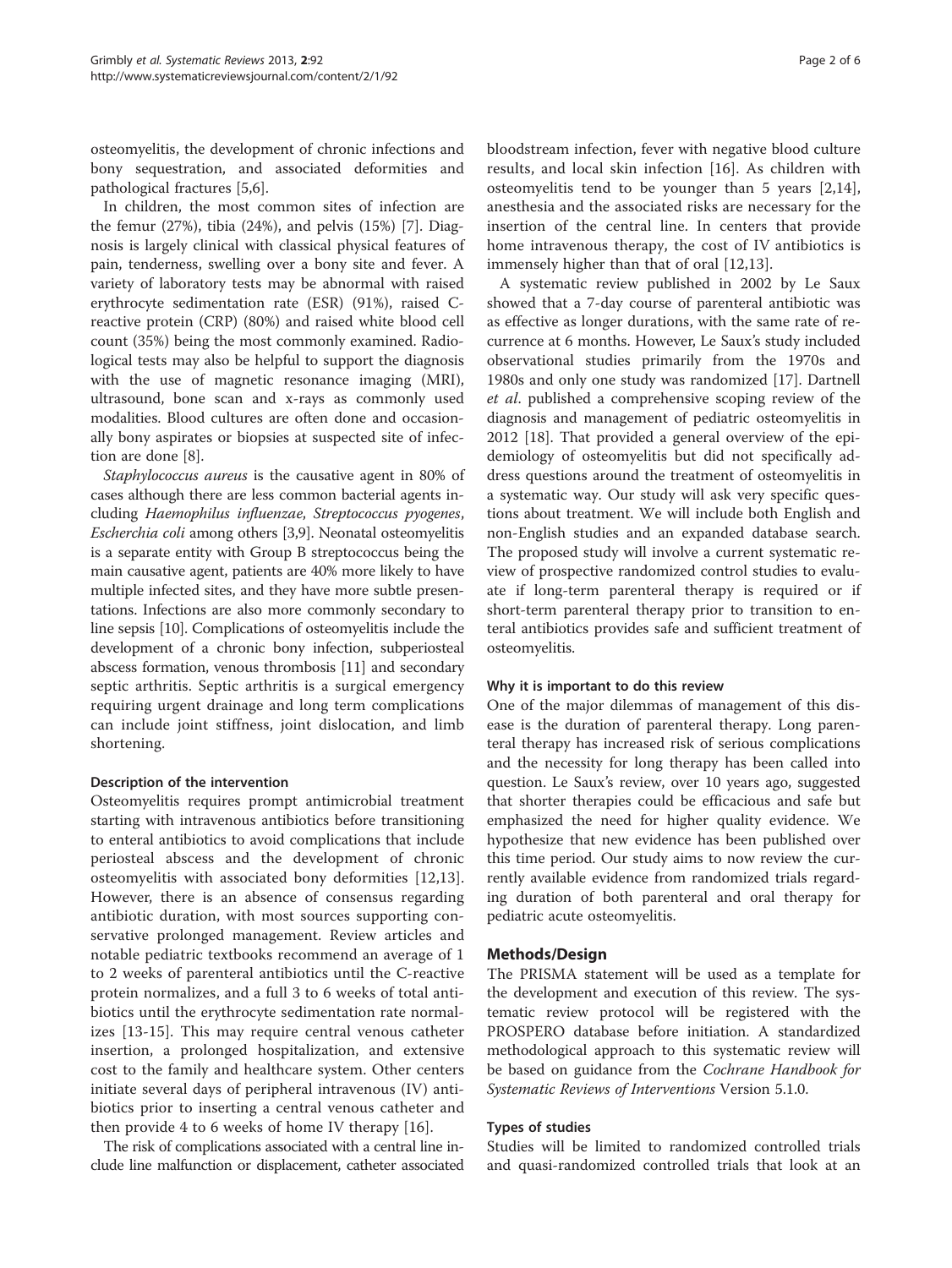osteomyelitis, the development of chronic infections and bony sequestration, and associated deformities and pathological fractures [5,6].

In children, the most common sites of infection are the femur (27%), tibia (24%), and pelvis (15%) [7]. Diagnosis is largely clinical with classical physical features of pain, tenderness, swelling over a bony site and fever. A variety of laboratory tests may be abnormal with raised erythrocyte sedimentation rate (ESR) (91%), raised C-reactive protein (CRP) (80%) and raised white blood cell count (35%) being the most commonly examined. Radiological tests may also be helpful to support the diagnosis with the use of magnetic resonance imaging (MRI), ultrasound, bone scan and x-rays as commonly used modalities. Blood cultures are often done and occasionally bony aspirates or biopsies at suspected site of infection are done [8].

*Staphylococcus aureus* is the causative agent in 80% of cases although there are less common bacterial agents including *Haemophilus influenzae*, *Streptococcus pyogenes*, *Escherchia coli* among others [3,9]. Neonatal osteomyelitis is a separate entity with Group B streptococcus being the main causative agent, patients are 40% more likely to have multiple infected sites, and they have more subtle presentations. Infections are also more commonly secondary to line sepsis [10]. Complications of osteomyelitis include the development of a chronic bony infection, subperiosteal abscess formation, venous thrombosis [11] and secondary septic arthritis. Septic arthritis is a surgical emergency requiring urgent drainage and long term complications can include joint stiffness, joint dislocation, and limb shortening.

### Description of the intervention

Osteomyelitis requires prompt antimicrobial treatment starting with intravenous antibiotics before transitioning to enteral antibiotics to avoid complications that include periosteal abscess and the development of chronic osteomyelitis with associated bony deformities [12,13]. However, there is an absence of consensus regarding antibiotic duration, with most sources supporting conservative prolonged management. Review articles and notable pediatric textbooks recommend an average of 1 to 2 weeks of parenteral antibiotics until the C-reactive protein normalizes, and a full 3 to 6 weeks of total antibiotics until the erythrocyte sedimentation rate normalizes [13-15]. This may require central venous catheter insertion, a prolonged hospitalization, and extensive cost to the family and healthcare system. Other centers initiate several days of peripheral intravenous (IV) antibiotics prior to inserting a central venous catheter and then provide 4 to 6 weeks of home IV therapy [16].

The risk of complications associated with a central line include line malfunction or displacement, catheter associated bloodstream infection, fever with negative blood culture results, and local skin infection [16]. As children with osteomyelitis tend to be younger than 5 years [2,14], anesthesia and the associated risks are necessary for the insertion of the central line. In centers that provide home intravenous therapy, the cost of IV antibiotics is immensely higher than that of oral [12,13].

A systematic review published in 2002 by Le Saux showed that a 7-day course of parenteral antibiotic was as effective as longer durations, with the same rate of recurrence at 6 months. However, Le Saux's study included observational studies primarily from the 1970s and 1980s and only one study was randomized [17]. Dartnell *et al*. published a comprehensive scoping review of the diagnosis and management of pediatric osteomyelitis in 2012 [18]. That provided a general overview of the epidemiology of osteomyelitis but did not specifically address questions around the treatment of osteomyelitis in a systematic way. Our study will ask very specific questions about treatment. We will include both English and non-English studies and an expanded database search. The proposed study will involve a current systematic review of prospective randomized control studies to evaluate if long-term parenteral therapy is required or if short-term parenteral therapy prior to transition to enteral antibiotics provides safe and sufficient treatment of osteomyelitis.

### Why it is important to do this review

One of the major dilemmas of management of this disease is the duration of parenteral therapy. Long parenteral therapy has increased risk of serious complications and the necessity for long therapy has been called into question. Le Saux's review, over 10 years ago, suggested that shorter therapies could be efficacious and safe but emphasized the need for higher quality evidence. We hypothesize that new evidence has been published over this time period. Our study aims to now review the currently available evidence from randomized trials regarding duration of both parenteral and oral therapy for pediatric acute osteomyelitis.

## Methods/Design

The PRISMA statement will be used as a template for the development and execution of this review. The systematic review protocol will be registered with the PROSPERO database before initiation. A standardized methodological approach to this systematic review will be based on guidance from the *Cochrane Handbook for Systematic Reviews of Interventions* Version 5.1.0.

### Types of studies

Studies will be limited to randomized controlled trials and quasi-randomized controlled trials that look at an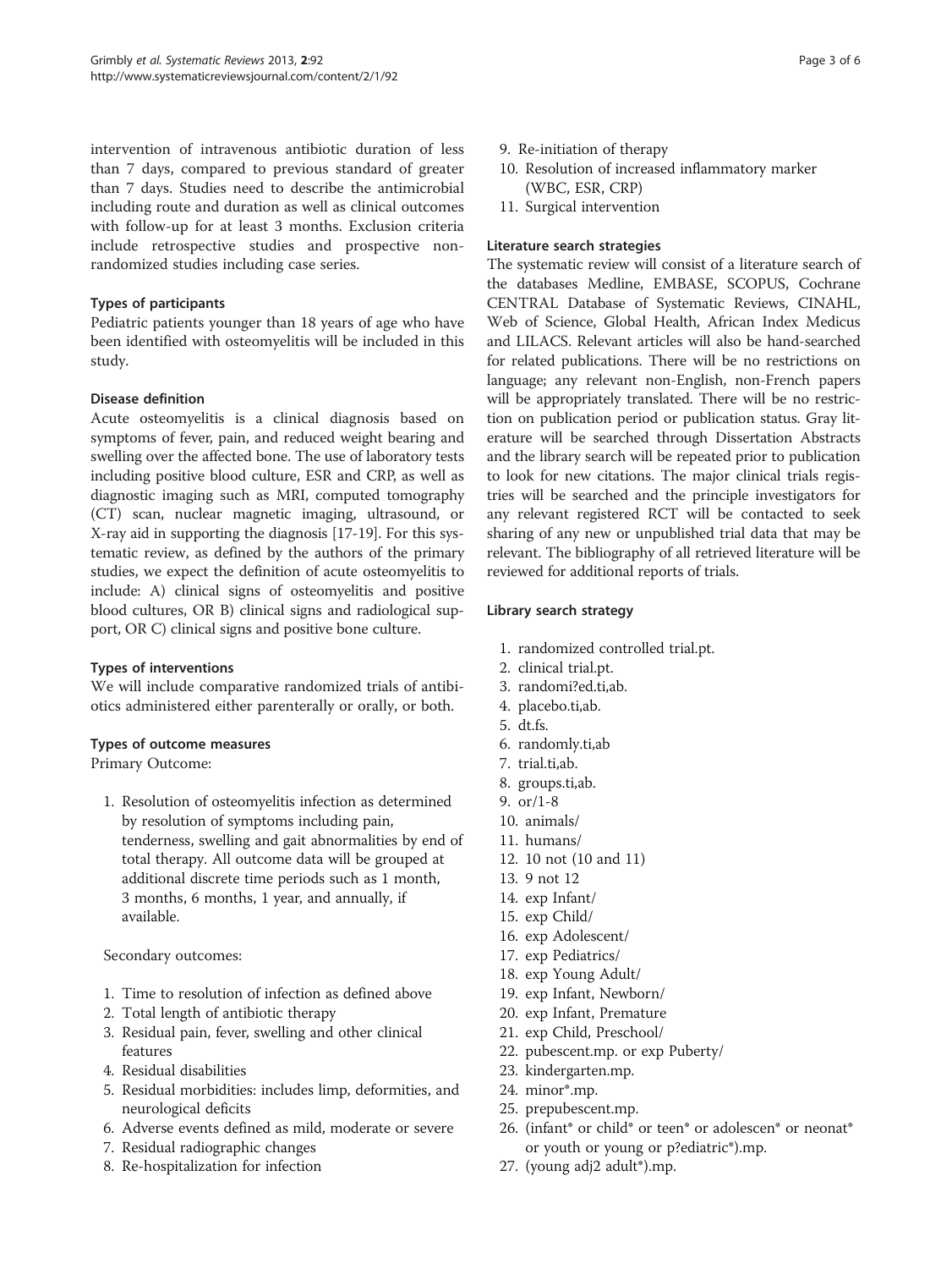intervention of intravenous antibiotic duration of less than 7 days, compared to previous standard of greater than 7 days. Studies need to describe the antimicrobial including route and duration as well as clinical outcomes with follow-up for at least 3 months. Exclusion criteria include retrospective studies and prospective non-randomized studies including case series.

#### Types of participants

Pediatric patients younger than 18 years of age who have been identified with osteomyelitis will be included in this study.

#### Disease definition

Acute osteomyelitis is a clinical diagnosis based on symptoms of fever, pain, and reduced weight bearing and swelling over the affected bone. The use of laboratory tests including positive blood culture, ESR and CRP, as well as diagnostic imaging such as MRI, computed tomography (CT) scan, nuclear magnetic imaging, ultrasound, or X-ray aid in supporting the diagnosis [17-19]. For this systematic review, as defined by the authors of the primary studies, we expect the definition of acute osteomyelitis to include: A) clinical signs of osteomyelitis and positive blood cultures, OR B) clinical signs and radiological support, OR C) clinical signs and positive bone culture.

#### Types of interventions

We will include comparative randomized trials of antibiotics administered either parenterally or orally, or both.

#### Types of outcome measures

Primary Outcome:

1. Resolution of osteomyelitis infection as determined by resolution of symptoms including pain, tenderness, swelling and gait abnormalities by end of total therapy. All outcome data will be grouped at additional discrete time periods such as 1 month, 3 months, 6 months, 1 year, and annually, if available.

Secondary outcomes:

1. Time to resolution of infection as defined above
2. Total length of antibiotic therapy
3. Residual pain, fever, swelling and other clinical features
4. Residual disabilities
5. Residual morbidities: includes limp, deformities, and neurological deficits
6. Adverse events defined as mild, moderate or severe
7. Residual radiographic changes
8. Re-hospitalization for infection
9. Re-initiation of therapy
10. Resolution of increased inflammatory marker (WBC, ESR, CRP)
11. Surgical intervention

#### Literature search strategies

The systematic review will consist of a literature search of the databases Medline, EMBASE, SCOPUS, Cochrane CENTRAL Database of Systematic Reviews, CINAHL, Web of Science, Global Health, African Index Medicus and LILACS. Relevant articles will also be hand-searched for related publications. There will be no restrictions on language; any relevant non-English, non-French papers will be appropriately translated. There will be no restriction on publication period or publication status. Gray literature will be searched through Dissertation Abstracts and the library search will be repeated prior to publication to look for new citations. The major clinical trials registries will be searched and the principle investigators for any relevant registered RCT will be contacted to seek sharing of any new or unpublished trial data that may be relevant. The bibliography of all retrieved literature will be reviewed for additional reports of trials.

#### Library search strategy

1. randomized controlled trial.pt.
2. clinical trial.pt.
3. randomi?ed.ti,ab.
4. placebo.ti,ab.
5. dt.fs.
6. randomly.ti,ab
7. trial.ti,ab.
8. groups.ti,ab.
9. or/1-8
10. animals/
11. humans/
12. 10 not (10 and 11)
13. 9 not 12
14. exp Infant/
15. exp Child/
16. exp Adolescent/
17. exp Pediatrics/
18. exp Young Adult/
19. exp Infant, Newborn/
20. exp Infant, Premature
21. exp Child, Preschool/
22. pubescent.mp. or exp Puberty/
23. kindergarten.mp.
24. minor*.mp.
25. prepubescent.mp.
26. (infant* or child* or teen* or adolescen* or neonat* or youth or young or p?ediatric*).mp.
27. (young adj2 adult*).mp.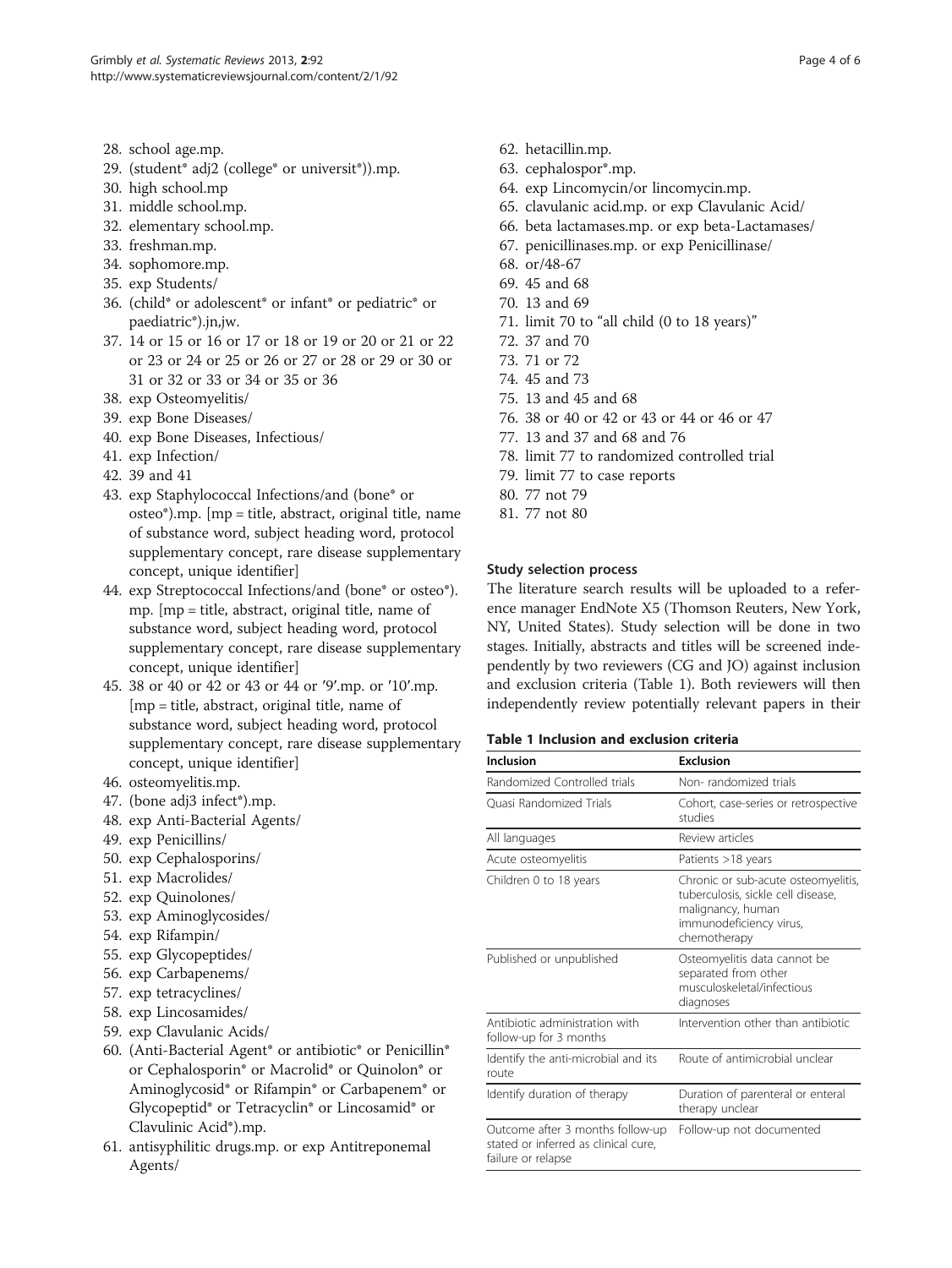28. school age.mp.
29. (student* adj2 (college* or universit*)).mp.
30. high school.mp
31. middle school.mp.
32. elementary school.mp.
33. freshman.mp.
34. sophomore.mp.
35. exp Students/
36. (child* or adolescent* or infant* or pediatric* or paediatric*).jn,jw.
37. 14 or 15 or 16 or 17 or 18 or 19 or 20 or 21 or 22 or 23 or 24 or 25 or 26 or 27 or 28 or 29 or 30 or 31 or 32 or 33 or 34 or 35 or 36
38. exp Osteomyelitis/
39. exp Bone Diseases/
40. exp Bone Diseases, Infectious/
41. exp Infection/
42. 39 and 41
43. exp Staphylococcal Infections/and (bone* or osteo*).mp. [mp = title, abstract, original title, name of substance word, subject heading word, protocol supplementary concept, rare disease supplementary concept, unique identifier]
44. exp Streptococcal Infections/and (bone* or osteo*). mp. [mp = title, abstract, original title, name of substance word, subject heading word, protocol supplementary concept, rare disease supplementary concept, unique identifier]
45. 38 or 40 or 42 or 43 or 44 or '9'.mp. or '10'.mp. [mp = title, abstract, original title, name of substance word, subject heading word, protocol supplementary concept, rare disease supplementary concept, unique identifier]
46. osteomyelitis.mp.
47. (bone adj3 infect*).mp.
48. exp Anti-Bacterial Agents/
49. exp Penicillins/
50. exp Cephalosporins/
51. exp Macrolides/
52. exp Quinolones/
53. exp Aminoglycosides/
54. exp Rifampin/
55. exp Glycopeptides/
56. exp Carbapenems/
57. exp tetracyclines/
58. exp Lincosamides/
59. exp Clavulanic Acids/
60. (Anti-Bacterial Agent* or antibiotic* or Penicillin* or Cephalosporin* or Macrolid* or Quinolon* or Aminoglycosid* or Rifampin* or Carbapenem* or Glycopeptid* or Tetracyclin* or Lincosamid* or Clavulinic Acid*).mp.
61. antisyphilitic drugs.mp. or exp Antitreponemal Agents/
62. hetacillin.mp.
63. cephalospor*.mp.
64. exp Lincomycin/or lincomycin.mp.
65. clavulanic acid.mp. or exp Clavulanic Acid/
66. beta lactamases.mp. or exp beta-Lactamases/
67. penicillinases.mp. or exp Penicillinase/
68. or/48-67
69. 45 and 68
70. 13 and 69
71. limit 70 to "all child (0 to 18 years)"
72. 37 and 70
73. 71 or 72
74. 45 and 73
75. 13 and 45 and 68
76. 38 or 40 or 42 or 43 or 44 or 46 or 47
77. 13 and 37 and 68 and 76
78. limit 77 to randomized controlled trial
79. limit 77 to case reports
80. 77 not 79
81. 77 not 80

### Study selection process

The literature search results will be uploaded to a reference manager EndNote X5 (Thomson Reuters, New York, NY, United States). Study selection will be done in two stages. Initially, abstracts and titles will be screened independently by two reviewers (CG and JO) against inclusion and exclusion criteria (Table 1). Both reviewers will then independently review potentially relevant papers in their

**Table 1 Inclusion and exclusion criteria**

| Inclusion | Exclusion |
|---|---|
| Randomized Controlled trials | Non- randomized trials |
| Quasi Randomized Trials | Cohort, case-series or retrospective studies |
| All languages | Review articles |
| Acute osteomyelitis | Patients >18 years |
| Children 0 to 18 years | Chronic or sub-acute osteomyelitis, tuberculosis, sickle cell disease, malignancy, human immunodeficiency virus, chemotherapy |
| Published or unpublished | Osteomyelitis data cannot be separated from other musculoskeletal/infectious diagnoses |
| Antibiotic administration with follow-up for 3 months | Intervention other than antibiotic |
| Identify the anti-microbial and its route | Route of antimicrobial unclear |
| Identify duration of therapy | Duration of parenteral or enteral therapy unclear |
| Outcome after 3 months follow-up stated or inferred as clinical cure, failure or relapse | Follow-up not documented |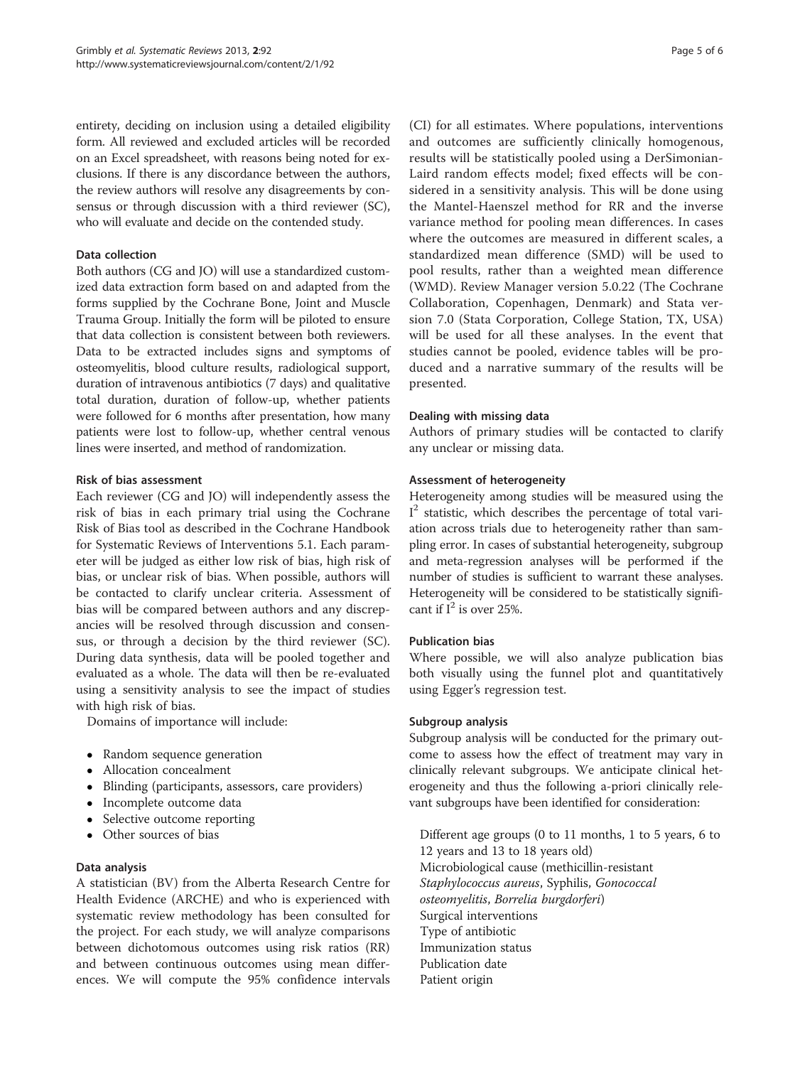entirety, deciding on inclusion using a detailed eligibility form. All reviewed and excluded articles will be recorded on an Excel spreadsheet, with reasons being noted for exclusions. If there is any discordance between the authors, the review authors will resolve any disagreements by consensus or through discussion with a third reviewer (SC), who will evaluate and decide on the contended study.

### Data collection

Both authors (CG and JO) will use a standardized customized data extraction form based on and adapted from the forms supplied by the Cochrane Bone, Joint and Muscle Trauma Group. Initially the form will be piloted to ensure that data collection is consistent between both reviewers. Data to be extracted includes signs and symptoms of osteomyelitis, blood culture results, radiological support, duration of intravenous antibiotics (7 days) and qualitative total duration, duration of follow-up, whether patients were followed for 6 months after presentation, how many patients were lost to follow-up, whether central venous lines were inserted, and method of randomization.

### Risk of bias assessment

Each reviewer (CG and JO) will independently assess the risk of bias in each primary trial using the Cochrane Risk of Bias tool as described in the Cochrane Handbook for Systematic Reviews of Interventions 5.1. Each parameter will be judged as either low risk of bias, high risk of bias, or unclear risk of bias. When possible, authors will be contacted to clarify unclear criteria. Assessment of bias will be compared between authors and any discrepancies will be resolved through discussion and consensus, or through a decision by the third reviewer (SC). During data synthesis, data will be pooled together and evaluated as a whole. The data will then be re-evaluated using a sensitivity analysis to see the impact of studies with high risk of bias.

Domains of importance will include:

- Random sequence generation
- Allocation concealment
- Blinding (participants, assessors, care providers)
- Incomplete outcome data
- Selective outcome reporting
- Other sources of bias

### Data analysis

A statistician (BV) from the Alberta Research Centre for Health Evidence (ARCHE) and who is experienced with systematic review methodology has been consulted for the project. For each study, we will analyze comparisons between dichotomous outcomes using risk ratios (RR) and between continuous outcomes using mean differences. We will compute the 95% confidence intervals (CI) for all estimates. Where populations, interventions and outcomes are sufficiently clinically homogenous, results will be statistically pooled using a DerSimonian-Laird random effects model; fixed effects will be considered in a sensitivity analysis. This will be done using the Mantel-Haenszel method for RR and the inverse variance method for pooling mean differences. In cases where the outcomes are measured in different scales, a standardized mean difference (SMD) will be used to pool results, rather than a weighted mean difference (WMD). Review Manager version 5.0.22 (The Cochrane Collaboration, Copenhagen, Denmark) and Stata version 7.0 (Stata Corporation, College Station, TX, USA) will be used for all these analyses. In the event that studies cannot be pooled, evidence tables will be produced and a narrative summary of the results will be presented.

### Dealing with missing data

Authors of primary studies will be contacted to clarify any unclear or missing data.

### Assessment of heterogeneity

Heterogeneity among studies will be measured using the $I^2$ statistic, which describes the percentage of total variation across trials due to heterogeneity rather than sampling error. In cases of substantial heterogeneity, subgroup and meta-regression analyses will be performed if the number of studies is sufficient to warrant these analyses. Heterogeneity will be considered to be statistically significant if $I^2$ is over 25%.

### Publication bias

Where possible, we will also analyze publication bias both visually using the funnel plot and quantitatively using Egger's regression test.

### Subgroup analysis

Subgroup analysis will be conducted for the primary outcome to assess how the effect of treatment may vary in clinically relevant subgroups. We anticipate clinical heterogeneity and thus the following a-priori clinically relevant subgroups have been identified for consideration:

Different age groups (0 to 11 months, 1 to 5 years, 6 to 12 years and 13 to 18 years old)
Microbiological cause (methicillin-resistant *Staphylococcus aureus*, Syphilis, *Gonococcal osteomyelitis*, *Borrelia burgdorferi*)
Surgical interventions
Type of antibiotic
Immunization status
Publication date
Patient origin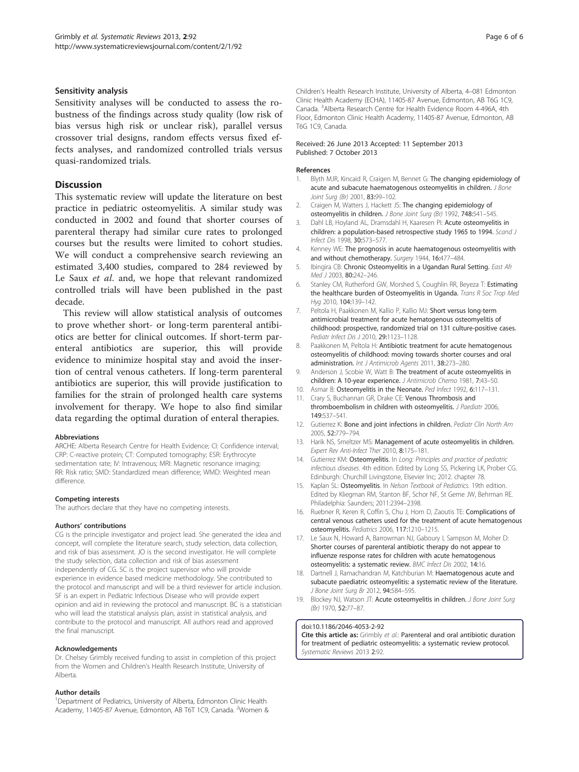### Sensitivity analysis

Sensitivity analyses will be conducted to assess the robustness of the findings across study quality (low risk of bias versus high risk or unclear risk), parallel versus crossover trial designs, random effects versus fixed effects analyses, and randomized controlled trials versus quasi-randomized trials.

## Discussion

This systematic review will update the literature on best practice in pediatric osteomyelitis. A similar study was conducted in 2002 and found that shorter courses of parenteral therapy had similar cure rates to prolonged courses but the results were limited to cohort studies. We will conduct a comprehensive search reviewing an estimated 3,400 studies, compared to 284 reviewed by Le Saux *et al*. and, we hope that relevant randomized controlled trials will have been published in the past decade.

This review will allow statistical analysis of outcomes to prove whether short- or long-term parenteral antibiotics are better for clinical outcomes. If short-term parenteral antibiotics are superior, this will provide evidence to minimize hospital stay and avoid the insertion of central venous catheters. If long-term parenteral antibiotics are superior, this will provide justification to families for the strain of prolonged health care systems involvement for therapy. We hope to also find similar data regarding the optimal duration of enteral therapies.

#### Abbreviations

ARCHE: Alberta Research Centre for Health Evidence; CI: Confidence interval; CRP: C-reactive protein; CT: Computed tomography; ESR: Erythrocyte sedimentation rate; IV: Intravenous; MRI: Magnetic resonance imaging; RR: Risk ratio; SMD: Standardized mean difference; WMD: Weighted mean difference.

#### Competing interests

The authors declare that they have no competing interests.

#### Authors' contributions

CG is the principle investigator and project lead. She generated the idea and concept, will complete the literature search, study selection, data collection, and risk of bias assessment. JO is the second investigator. He will complete the study selection, data collection and risk of bias assessment independently of CG. SC is the project supervisor who will provide experience in evidence based medicine methodology. She contributed to the protocol and manuscript and will be a third reviewer for article inclusion. SF is an expert in Pediatric Infectious Disease who will provide expert opinion and aid in reviewing the protocol and manuscript. BC is a statistician who will lead the statistical analysis plan, assist in statistical analysis, and contribute to the protocol and manuscript. All authors read and approved the final manuscript.

#### Acknowledgements

Dr. Chelsey Grimbly received funding to assist in completion of this project from the Women and Children's Health Research Institute, University of Alberta.

#### Author details

[1]Department of Pediatrics, University of Alberta, Edmonton Clinic Health Academy, 11405-87 Avenue, Edmonton, AB T6T 1C9, Canada. [2]Women & Children's Health Research Institute, University of Alberta, 4–081 Edmonton Clinic Health Academy (ECHA), 11405-87 Avenue, Edmonton, AB T6G 1C9, Canada. [3]Alberta Research Centre for Health Evidence Room 4-496A, 4th Floor, Edmonton Clinic Health Academy, 11405-87 Avenue, Edmonton, AB T6G 1C9, Canada.

Received: 26 June 2013 Accepted: 11 September 2013
Published: 7 October 2013

#### References

1. Blyth MJR, Kincaid R, Craigen M, Bennet G: **The changing epidemiology of acute and subacute haematogenous osteomyelitis in children.** *J Bone Joint Surg (Br)* 2001, **83:**99–102.
2. Craigen M, Watters J, Hackett JS: **The changing epidemiology of osteomyelitis in children.** *J Bone Joint Surg (Br)* 1992, **748:**541–545.
3. Dahl LB, Hoyland AL, Dramsdahl H, Kaaresen PI: **Acute osteomyelitis in children: a population-based retrospective study 1965 to 1994.** *Scand J Infect Dis* 1998, **30:**573–577.
4. Kenney WE: **The prognosis in acute haematogenous osteomyelitis with and without chemotherapy.** *Surgery* 1944, **16:**477–484.
5. Ibingira CB: **Chronic Osteomyelitis in a Ugandan Rural Setting.** *East Afr Med J* 2003, **80:**242–246.
6. Stanley CM, Rutherford GW, Morshed S, Coughlin RR, Beyeza T: **Estimating the healthcare burden of Osteomyelitis in Uganda.** *Trans R Soc Trop Med Hyg* 2010, **104:**139–142.
7. Peltola H, Paakkonen M, Kallio P, Kallio MJ: **Short versus long-term antimicrobial treatment for acute hematogenous osteomyelitis of childhood: prospective, randomized trial on 131 culture-positive cases.** *Pediatr Infect Dis J* 2010, **29:**1123–1128.
8. Paakkonen M, Peltola H: **Antibiotic treatment for acute hematogenous osteomyelitis of childhood: moving towards shorter courses and oral administration.** *Int J Antimicrob Agents* 2011, **38:**273–280.
9. Anderson J, Scobie W, Watt B: **The treatment of acute osteomyelitis in children: A 10-year experience.** *J Antimicrob Chemo* 1981, **7:**43–50.
10. Asmar B: **Osteomyelitis in the Neonate.** *Ped Infect* 1992, **6:**117–131.
11. Crary S, Buchannan GR, Drake CE: **Venous Thrombosis and thromboembolism in children with osteomyelitis.** *J Paediatr* 2006, **149:**537–541.
12. Gutierrez K: **Bone and joint infections in children.** *Pediatr Clin North Am* 2005, **52:**779–794.
13. Harik NS, Smeltzer MS: **Management of acute osteomyelitis in children.** *Expert Rev Anti-Infect Ther* 2010, **8:**175–181.
14. Gutierrez KM: **Osteomyelitis.** In *Long: Principles and practice of pediatric infectious diseases.* 4th edition. Edited by Long SS, Pickering LK, Prober CG. Edinburgh: Churchill Livingstone, Elsevier Inc; 2012. chapter 78.
15. Kaplan SL: **Osteomyelitis.** In *Nelson Textbook of Pediatrics.* 19th edition. Edited by Kliegman RM, Stanton BF, Schor NF, St Geme JW, Behrman RE. Philadelphia: Saunders; 2011:2394–2398.
16. Ruebner R, Keren R, Coffin S, Chu J, Horn D, Zaoutis TE: **Complications of central venous catheters used for the treatment of acute hematogenous osteomyelitis.** *Pediatrics* 2006, **117:**1210–1215.
17. Le Saux N, Howard A, Barrowman NJ, Gaboury I, Sampson M, Moher D: **Shorter courses of parenteral antibiotic therapy do not appear to influenze response rates for children with acute hematogenous osteomyelitis: a systematic review.** *BMC Infect Dis* 2002, **14:**16.
18. Dartnell J, Ramachandran M, Katchburian M: **Haematogenous acute and subacute paediatric osteomyelitis: a systematic review of the literature.** *J Bone Joint Surg Br* 2012, **94:**584–595.
19. Blockey NJ, Watson JT: **Acute osteomyelitis in children.** *J Bone Joint Surg (Br)* 1970, **52:**77–87.

doi:10.1186/2046-4053-2-92
**Cite this article as:** Grimbly *et al.*: Parenteral and oral antibiotic duration for treatment of pediatric osteomyelitis: a systematic review protocol. *Systematic Reviews* 2013 **2**:92.